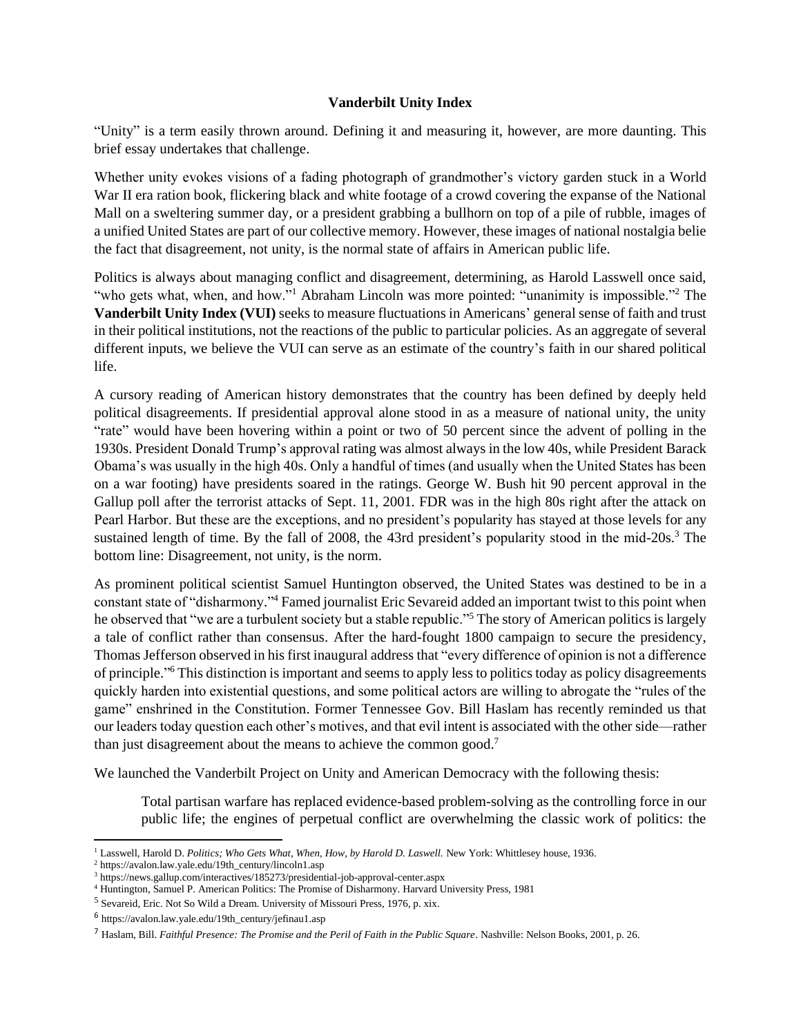# Vanderbilt Unity Index

"Unity" is a term easily thrown around. Defining it and measuring it, however, are more daunting. This brief essay undertakes that challenge.

Whether unity evokes visions of a fading photograph of grandmother's victory garden stuck in a World War II era ration book, flickering black and white footage of a crowd covering the expanse of the National Mall on a sweltering summer day, or a president grabbing a bullhorn on top of a pile of rubble, images of a unified United States are part of our collective memory. However, these images of national nostalgia belie the fact that disagreement, not unity, is the normal state of affairs in American public life.

Politics is always about managing conflict and disagreement, determining, as Harold Lasswell once said, "who gets what, when, and how."[1] Abraham Lincoln was more pointed: "unanimity is impossible."[2] The **Vanderbilt Unity Index (VUI)** seeks to measure fluctuations in Americans' general sense of faith and trust in their political institutions, not the reactions of the public to particular policies. As an aggregate of several different inputs, we believe the VUI can serve as an estimate of the country's faith in our shared political life.

A cursory reading of American history demonstrates that the country has been defined by deeply held political disagreements. If presidential approval alone stood in as a measure of national unity, the unity "rate" would have been hovering within a point or two of 50 percent since the advent of polling in the 1930s. President Donald Trump's approval rating was almost always in the low 40s, while President Barack Obama's was usually in the high 40s. Only a handful of times (and usually when the United States has been on a war footing) have presidents soared in the ratings. George W. Bush hit 90 percent approval in the Gallup poll after the terrorist attacks of Sept. 11, 2001. FDR was in the high 80s right after the attack on Pearl Harbor. But these are the exceptions, and no president's popularity has stayed at those levels for any sustained length of time. By the fall of 2008, the 43rd president's popularity stood in the mid-20s.[3] The bottom line: Disagreement, not unity, is the norm.

As prominent political scientist Samuel Huntington observed, the United States was destined to be in a constant state of "disharmony."[4] Famed journalist Eric Sevareid added an important twist to this point when he observed that "we are a turbulent society but a stable republic."[5] The story of American politics is largely a tale of conflict rather than consensus. After the hard-fought 1800 campaign to secure the presidency, Thomas Jefferson observed in his first inaugural address that "every difference of opinion is not a difference of principle."[6] This distinction is important and seems to apply less to politics today as policy disagreements quickly harden into existential questions, and some political actors are willing to abrogate the "rules of the game" enshrined in the Constitution. Former Tennessee Gov. Bill Haslam has recently reminded us that our leaders today question each other's motives, and that evil intent is associated with the other side—rather than just disagreement about the means to achieve the common good.[7]

We launched the Vanderbilt Project on Unity and American Democracy with the following thesis:

> Total partisan warfare has replaced evidence-based problem-solving as the controlling force in our public life; the engines of perpetual conflict are overwhelming the classic work of politics: the

---

[1] Lasswell, Harold D. *Politics; Who Gets What, When, How, by Harold D. Laswell.* New York: Whittlesey house, 1936.

[2] https://avalon.law.yale.edu/19th_century/lincoln1.asp

[3] https://news.gallup.com/interactives/185273/presidential-job-approval-center.aspx

[4] Huntington, Samuel P. American Politics: The Promise of Disharmony. Harvard University Press, 1981

[5] Sevareid, Eric. Not So Wild a Dream. University of Missouri Press, 1976, p. xix.

[6] https://avalon.law.yale.edu/19th_century/jefinau1.asp

[7] Haslam, Bill. *Faithful Presence: The Promise and the Peril of Faith in the Public Square*. Nashville: Nelson Books, 2001, p. 26.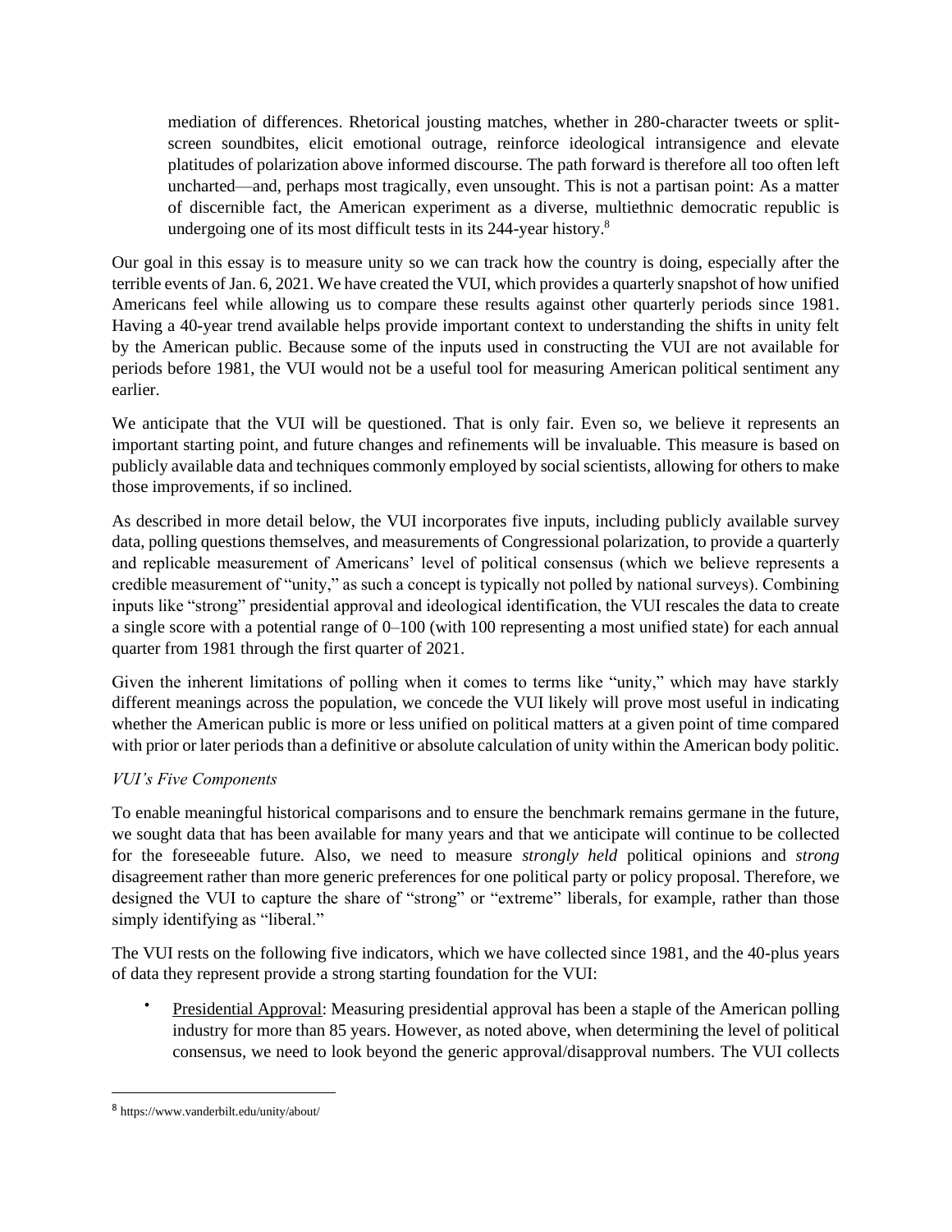> mediation of differences. Rhetorical jousting matches, whether in 280-character tweets or split-screen soundbites, elicit emotional outrage, reinforce ideological intransigence and elevate platitudes of polarization above informed discourse. The path forward is therefore all too often left uncharted—and, perhaps most tragically, even unsought. This is not a partisan point: As a matter of discernible fact, the American experiment as a diverse, multiethnic democratic republic is undergoing one of its most difficult tests in its 244-year history.[8]

Our goal in this essay is to measure unity so we can track how the country is doing, especially after the terrible events of Jan. 6, 2021. We have created the VUI, which provides a quarterly snapshot of how unified Americans feel while allowing us to compare these results against other quarterly periods since 1981. Having a 40-year trend available helps provide important context to understanding the shifts in unity felt by the American public. Because some of the inputs used in constructing the VUI are not available for periods before 1981, the VUI would not be a useful tool for measuring American political sentiment any earlier.

We anticipate that the VUI will be questioned. That is only fair. Even so, we believe it represents an important starting point, and future changes and refinements will be invaluable. This measure is based on publicly available data and techniques commonly employed by social scientists, allowing for others to make those improvements, if so inclined.

As described in more detail below, the VUI incorporates five inputs, including publicly available survey data, polling questions themselves, and measurements of Congressional polarization, to provide a quarterly and replicable measurement of Americans' level of political consensus (which we believe represents a credible measurement of "unity," as such a concept is typically not polled by national surveys). Combining inputs like "strong" presidential approval and ideological identification, the VUI rescales the data to create a single score with a potential range of 0–100 (with 100 representing a most unified state) for each annual quarter from 1981 through the first quarter of 2021.

Given the inherent limitations of polling when it comes to terms like "unity," which may have starkly different meanings across the population, we concede the VUI likely will prove most useful in indicating whether the American public is more or less unified on political matters at a given point of time compared with prior or later periods than a definitive or absolute calculation of unity within the American body politic.

*VUI's Five Components*

To enable meaningful historical comparisons and to ensure the benchmark remains germane in the future, we sought data that has been available for many years and that we anticipate will continue to be collected for the foreseeable future. Also, we need to measure *strongly held* political opinions and *strong* disagreement rather than more generic preferences for one political party or policy proposal. Therefore, we designed the VUI to capture the share of "strong" or "extreme" liberals, for example, rather than those simply identifying as "liberal."

The VUI rests on the following five indicators, which we have collected since 1981, and the 40-plus years of data they represent provide a strong starting foundation for the VUI:

- Presidential Approval: Measuring presidential approval has been a staple of the American polling industry for more than 85 years. However, as noted above, when determining the level of political consensus, we need to look beyond the generic approval/disapproval numbers. The VUI collects

---

[8] https://www.vanderbilt.edu/unity/about/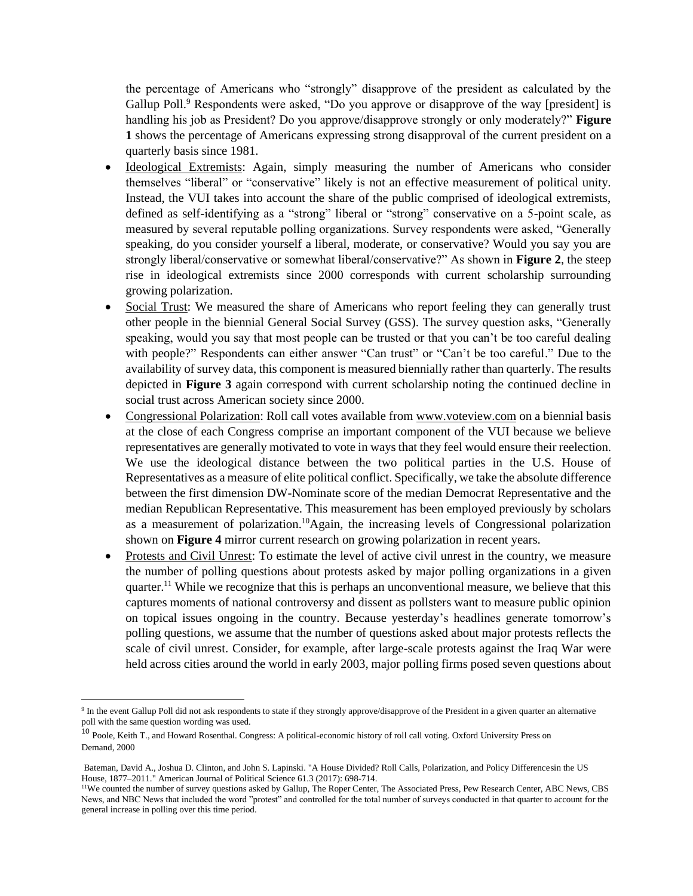the percentage of Americans who "strongly" disapprove of the president as calculated by the Gallup Poll.[9] Respondents were asked, "Do you approve or disapprove of the way [president] is handling his job as President? Do you approve/disapprove strongly or only moderately?" **Figure 1** shows the percentage of Americans expressing strong disapproval of the current president on a quarterly basis since 1981.

- Ideological Extremists: Again, simply measuring the number of Americans who consider themselves "liberal" or "conservative" likely is not an effective measurement of political unity. Instead, the VUI takes into account the share of the public comprised of ideological extremists, defined as self-identifying as a "strong" liberal or "strong" conservative on a 5-point scale, as measured by several reputable polling organizations. Survey respondents were asked, "Generally speaking, do you consider yourself a liberal, moderate, or conservative? Would you say you are strongly liberal/conservative or somewhat liberal/conservative?" As shown in **Figure 2**, the steep rise in ideological extremists since 2000 corresponds with current scholarship surrounding growing polarization.
- Social Trust: We measured the share of Americans who report feeling they can generally trust other people in the biennial General Social Survey (GSS). The survey question asks, "Generally speaking, would you say that most people can be trusted or that you can't be too careful dealing with people?" Respondents can either answer "Can trust" or "Can't be too careful." Due to the availability of survey data, this component is measured biennially rather than quarterly. The results depicted in **Figure 3** again correspond with current scholarship noting the continued decline in social trust across American society since 2000.
- Congressional Polarization: Roll call votes available from www.voteview.com on a biennial basis at the close of each Congress comprise an important component of the VUI because we believe representatives are generally motivated to vote in ways that they feel would ensure their reelection. We use the ideological distance between the two political parties in the U.S. House of Representatives as a measure of elite political conflict. Specifically, we take the absolute difference between the first dimension DW-Nominate score of the median Democrat Representative and the median Republican Representative. This measurement has been employed previously by scholars as a measurement of polarization.[10]Again, the increasing levels of Congressional polarization shown on **Figure 4** mirror current research on growing polarization in recent years.
- Protests and Civil Unrest: To estimate the level of active civil unrest in the country, we measure the number of polling questions about protests asked by major polling organizations in a given quarter.[11] While we recognize that this is perhaps an unconventional measure, we believe that this captures moments of national controversy and dissent as pollsters want to measure public opinion on topical issues ongoing in the country. Because yesterday's headlines generate tomorrow's polling questions, we assume that the number of questions asked about major protests reflects the scale of civil unrest. Consider, for example, after large-scale protests against the Iraq War were held across cities around the world in early 2003, major polling firms posed seven questions about

---

[9] In the event Gallup Poll did not ask respondents to state if they strongly approve/disapprove of the President in a given quarter an alternative poll with the same question wording was used.

[10] Poole, Keith T., and Howard Rosenthal. Congress: A political-economic history of roll call voting. Oxford University Press on Demand, 2000

Bateman, David A., Joshua D. Clinton, and John S. Lapinski. "A House Divided? Roll Calls, Polarization, and Policy Differencesin the US House, 1877–2011." American Journal of Political Science 61.3 (2017): 698-714.

[11] We counted the number of survey questions asked by Gallup, The Roper Center, The Associated Press, Pew Research Center, ABC News, CBS News, and NBC News that included the word "protest" and controlled for the total number of surveys conducted in that quarter to account for the general increase in polling over this time period.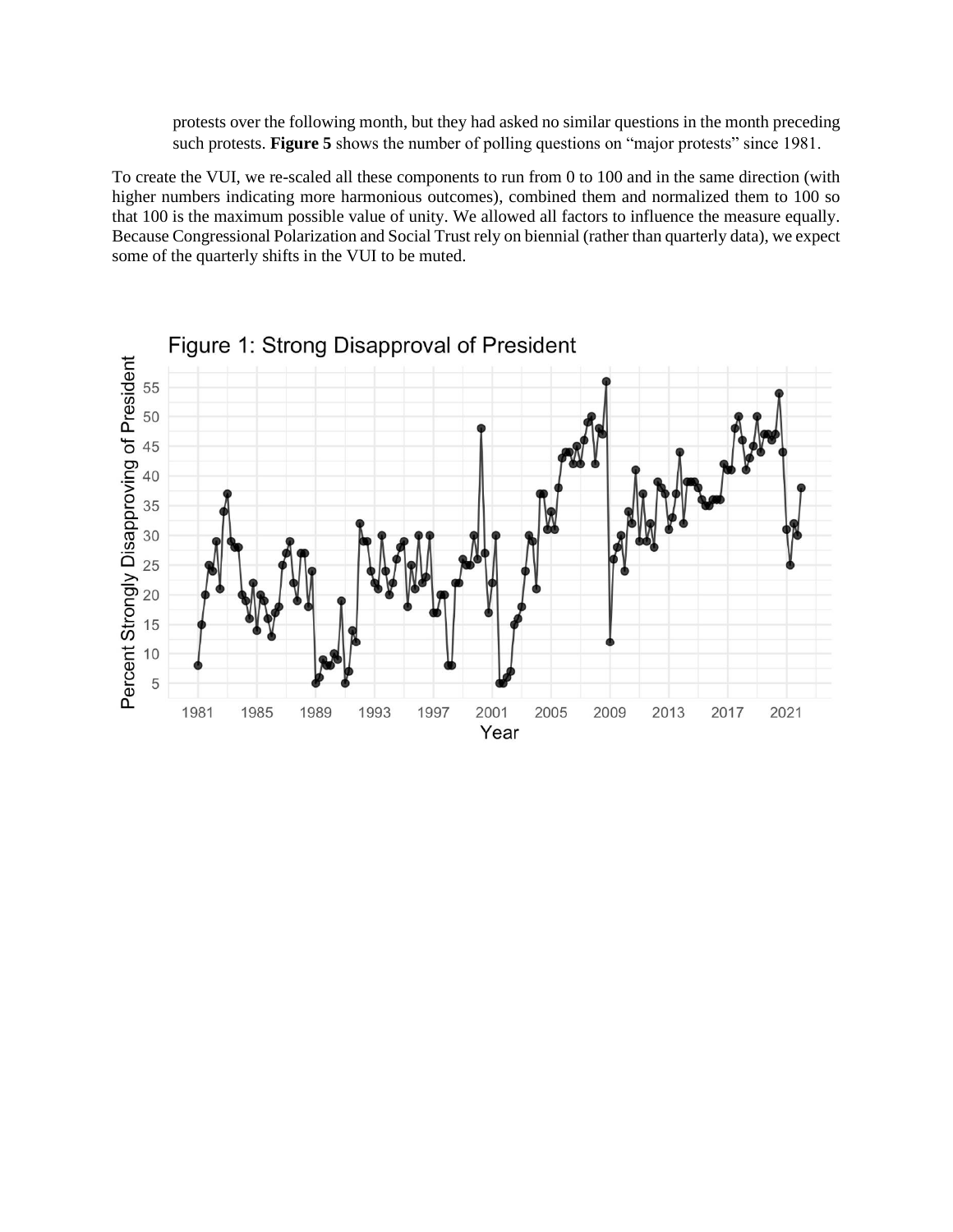protests over the following month, but they had asked no similar questions in the month preceding such protests. **Figure 5** shows the number of polling questions on "major protests" since 1981.

To create the VUI, we re-scaled all these components to run from 0 to 100 and in the same direction (with higher numbers indicating more harmonious outcomes), combined them and normalized them to 100 so that 100 is the maximum possible value of unity. We allowed all factors to influence the measure equally. Because Congressional Polarization and Social Trust rely on biennial (rather than quarterly data), we expect some of the quarterly shifts in the VUI to be muted.

Figure 1: Strong Disapproval of President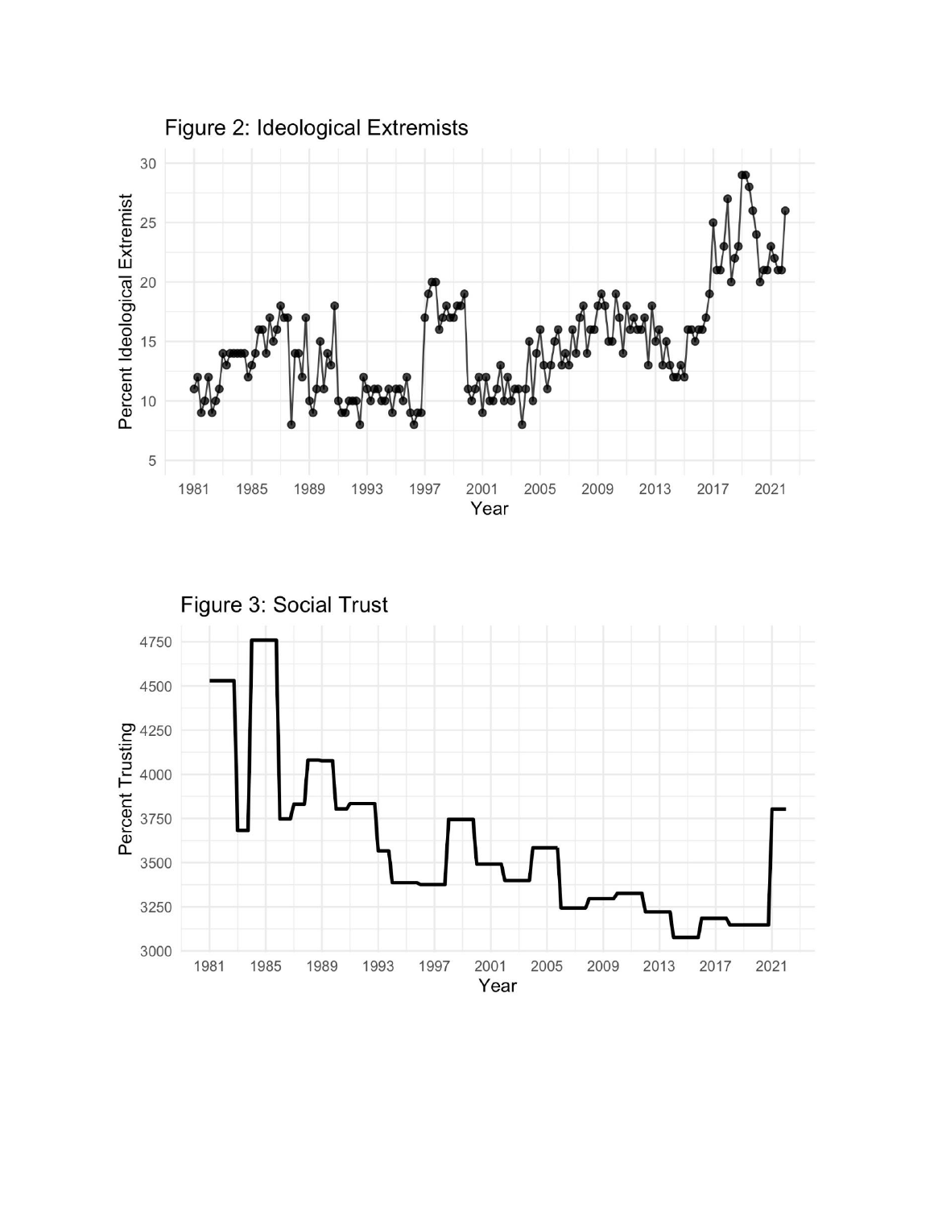Figure 2: Ideological Extremists

Figure 3: Social Trust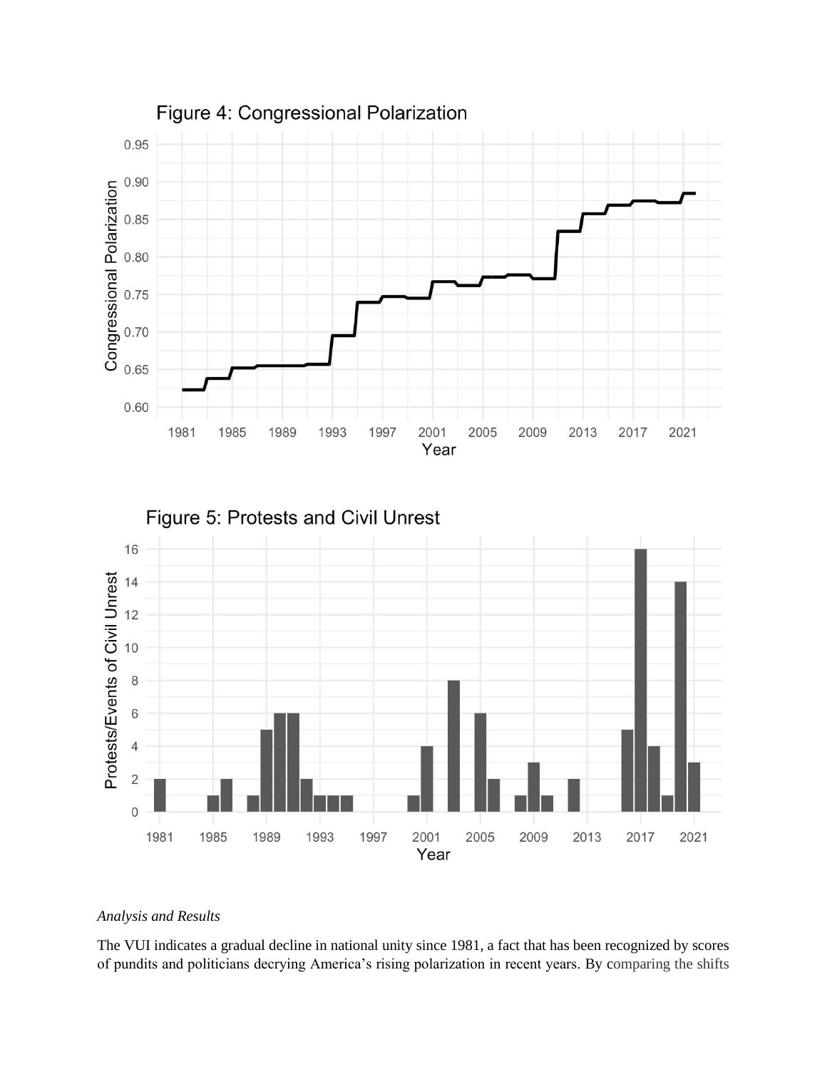Figure 4: Congressional Polarization

Figure 5: Protests and Civil Unrest

*Analysis and Results*

The VUI indicates a gradual decline in national unity since 1981, a fact that has been recognized by scores of pundits and politicians decrying America's rising polarization in recent years. By comparing the shifts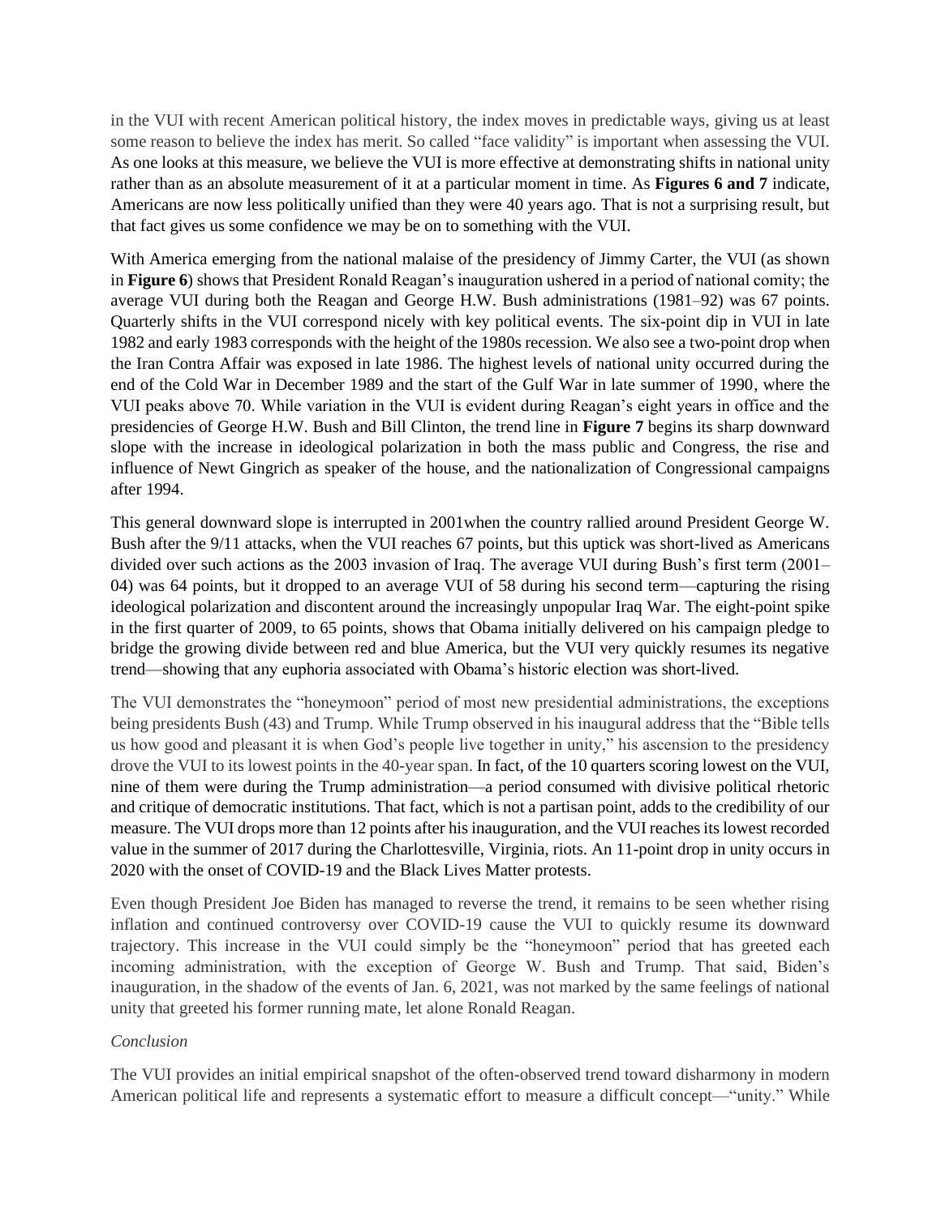in the VUI with recent American political history, the index moves in predictable ways, giving us at least some reason to believe the index has merit. So called "face validity" is important when assessing the VUI. As one looks at this measure, we believe the VUI is more effective at demonstrating shifts in national unity rather than as an absolute measurement of it at a particular moment in time. As **Figures 6 and 7** indicate, Americans are now less politically unified than they were 40 years ago. That is not a surprising result, but that fact gives us some confidence we may be on to something with the VUI.

With America emerging from the national malaise of the presidency of Jimmy Carter, the VUI (as shown in **Figure 6**) shows that President Ronald Reagan's inauguration ushered in a period of national comity; the average VUI during both the Reagan and George H.W. Bush administrations (1981–92) was 67 points. Quarterly shifts in the VUI correspond nicely with key political events. The six-point dip in VUI in late 1982 and early 1983 corresponds with the height of the 1980s recession. We also see a two-point drop when the Iran Contra Affair was exposed in late 1986. The highest levels of national unity occurred during the end of the Cold War in December 1989 and the start of the Gulf War in late summer of 1990, where the VUI peaks above 70. While variation in the VUI is evident during Reagan's eight years in office and the presidencies of George H.W. Bush and Bill Clinton, the trend line in **Figure 7** begins its sharp downward slope with the increase in ideological polarization in both the mass public and Congress, the rise and influence of Newt Gingrich as speaker of the house, and the nationalization of Congressional campaigns after 1994.

This general downward slope is interrupted in 2001when the country rallied around President George W. Bush after the 9/11 attacks, when the VUI reaches 67 points, but this uptick was short-lived as Americans divided over such actions as the 2003 invasion of Iraq. The average VUI during Bush's first term (2001–04) was 64 points, but it dropped to an average VUI of 58 during his second term—capturing the rising ideological polarization and discontent around the increasingly unpopular Iraq War. The eight-point spike in the first quarter of 2009, to 65 points, shows that Obama initially delivered on his campaign pledge to bridge the growing divide between red and blue America, but the VUI very quickly resumes its negative trend—showing that any euphoria associated with Obama's historic election was short-lived.

The VUI demonstrates the "honeymoon" period of most new presidential administrations, the exceptions being presidents Bush (43) and Trump. While Trump observed in his inaugural address that the "Bible tells us how good and pleasant it is when God's people live together in unity," his ascension to the presidency drove the VUI to its lowest points in the 40-year span. In fact, of the 10 quarters scoring lowest on the VUI, nine of them were during the Trump administration—a period consumed with divisive political rhetoric and critique of democratic institutions. That fact, which is not a partisan point, adds to the credibility of our measure. The VUI drops more than 12 points after his inauguration, and the VUI reaches its lowest recorded value in the summer of 2017 during the Charlottesville, Virginia, riots. An 11-point drop in unity occurs in 2020 with the onset of COVID-19 and the Black Lives Matter protests.

Even though President Joe Biden has managed to reverse the trend, it remains to be seen whether rising inflation and continued controversy over COVID-19 cause the VUI to quickly resume its downward trajectory. This increase in the VUI could simply be the "honeymoon" period that has greeted each incoming administration, with the exception of George W. Bush and Trump. That said, Biden's inauguration, in the shadow of the events of Jan. 6, 2021, was not marked by the same feelings of national unity that greeted his former running mate, let alone Ronald Reagan.

*Conclusion*

The VUI provides an initial empirical snapshot of the often-observed trend toward disharmony in modern American political life and represents a systematic effort to measure a difficult concept—"unity." While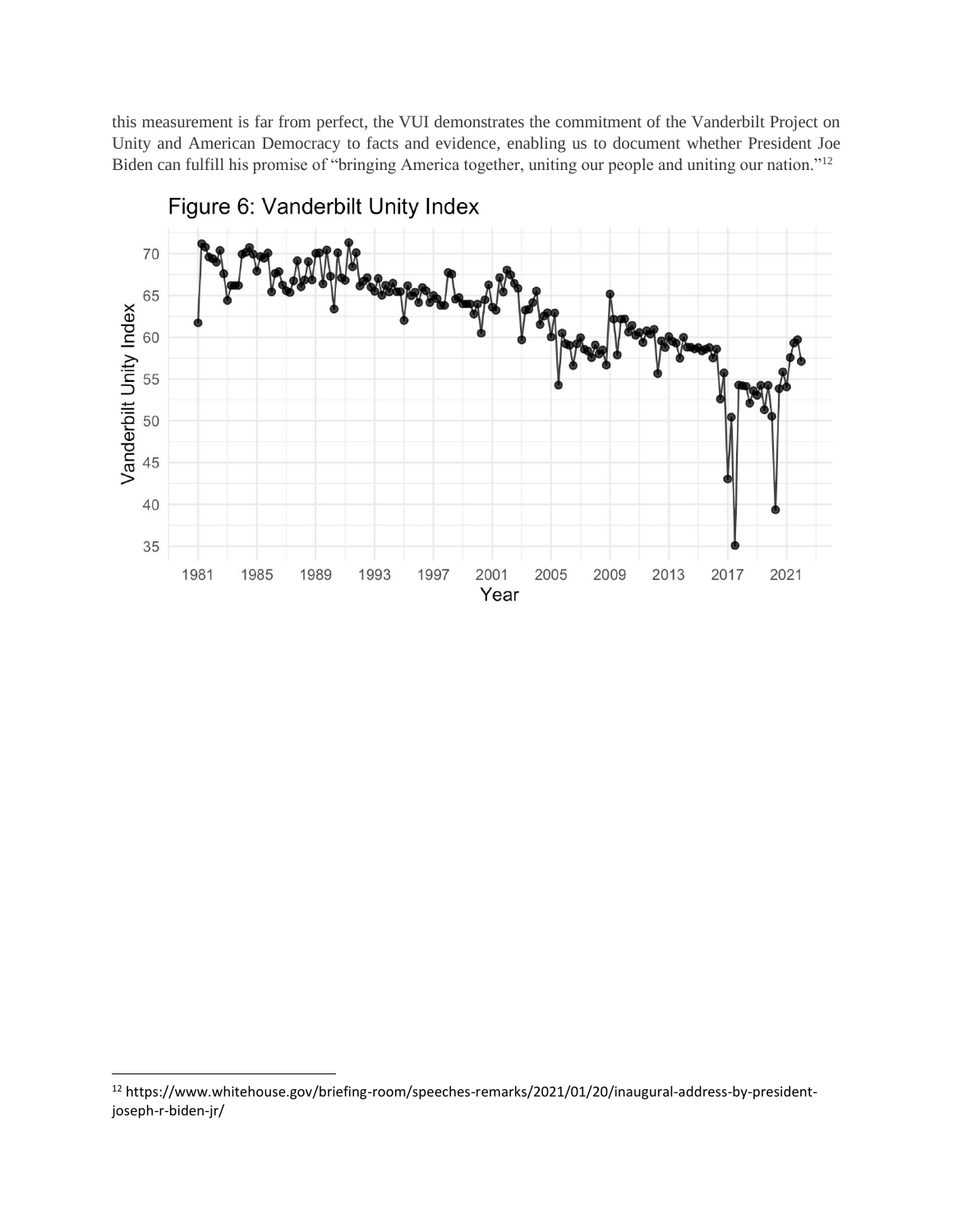this measurement is far from perfect, the VUI demonstrates the commitment of the Vanderbilt Project on Unity and American Democracy to facts and evidence, enabling us to document whether President Joe Biden can fulfill his promise of "bringing America together, uniting our people and uniting our nation."[12]

Figure 6: Vanderbilt Unity Index

---

[12] https://www.whitehouse.gov/briefing-room/speeches-remarks/2021/01/20/inaugural-address-by-president-joseph-r-biden-jr/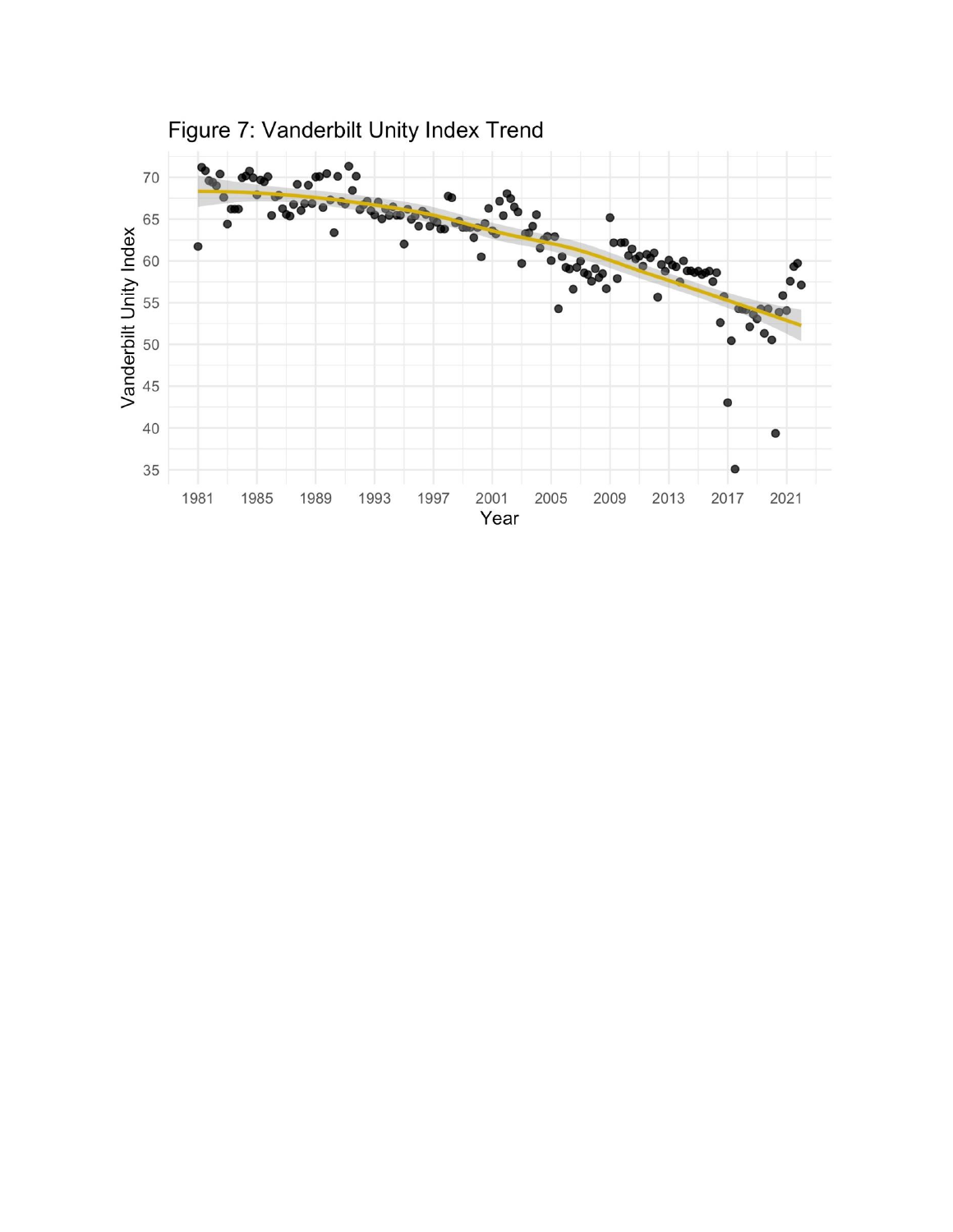Figure 7: Vanderbilt Unity Index Trend

Vanderbilt Unity Index

70
65
60
55
50
45
40
35

1981 1985 1989 1993 1997 2001 2005 2009 2013 2017 2021

Year